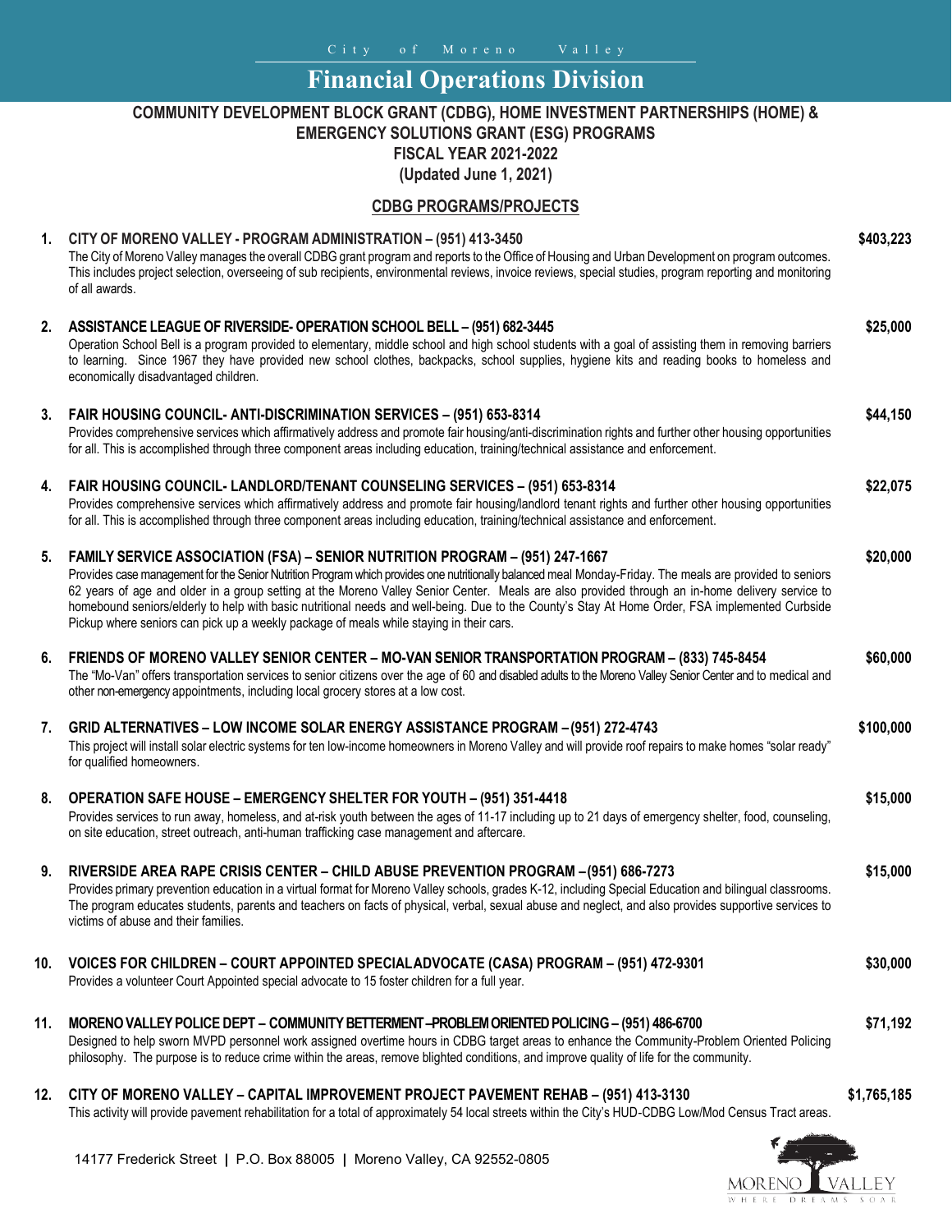City of Moreno Valley

# Financial Operations Division

## COMMUNITY DEVELOPMENT BLOCK GRANT (CDBG), HOME INVESTMENT PARTNERSHIPS (HOME) & EMERGENCY SOLUTIONS GRANT (ESG) PROGRAMS FISCAL YEAR 2021-2022 (Updated June 1, 2021)

### CDBG PROGRAMS/PROJECTS

1. **CITY OF MORENO VALLEY - PROGRAM ADMINISTRATION – (951) 413-3450** — **$403,223**
   The City of Moreno Valley manages the overall CDBG grant program and reports to the Office of Housing and Urban Development on program outcomes. This includes project selection, overseeing of sub recipients, environmental reviews, invoice reviews, special studies, program reporting and monitoring of all awards.

2. **ASSISTANCE LEAGUE OF RIVERSIDE- OPERATION SCHOOL BELL – (951) 682-3445** — **$25,000**
   Operation School Bell is a program provided to elementary, middle school and high school students with a goal of assisting them in removing barriers to learning. Since 1967 they have provided new school clothes, backpacks, school supplies, hygiene kits and reading books to homeless and economically disadvantaged children.

3. **FAIR HOUSING COUNCIL- ANTI-DISCRIMINATION SERVICES – (951) 653-8314** — **$44,150**
   Provides comprehensive services which affirmatively address and promote fair housing/anti-discrimination rights and further other housing opportunities for all. This is accomplished through three component areas including education, training/technical assistance and enforcement.

4. **FAIR HOUSING COUNCIL- LANDLORD/TENANT COUNSELING SERVICES – (951) 653-8314** — **$22,075**
   Provides comprehensive services which affirmatively address and promote fair housing/landlord tenant rights and further other housing opportunities for all. This is accomplished through three component areas including education, training/technical assistance and enforcement.

5. **FAMILY SERVICE ASSOCIATION (FSA) – SENIOR NUTRITION PROGRAM – (951) 247-1667** — **$20,000**
   Provides case management for the Senior Nutrition Program which provides one nutritionally balanced meal Monday-Friday. The meals are provided to seniors 62 years of age and older in a group setting at the Moreno Valley Senior Center. Meals are also provided through an in-home delivery service to homebound seniors/elderly to help with basic nutritional needs and well-being. Due to the County's Stay At Home Order, FSA implemented Curbside Pickup where seniors can pick up a weekly package of meals while staying in their cars.

6. **FRIENDS OF MORENO VALLEY SENIOR CENTER – MO-VAN SENIOR TRANSPORTATION PROGRAM – (833) 745-8454** — **$60,000**
   The "Mo-Van" offers transportation services to senior citizens over the age of 60 and disabled adults to the Moreno Valley Senior Center and to medical and other non-emergency appointments, including local grocery stores at a low cost.

7. **GRID ALTERNATIVES – LOW INCOME SOLAR ENERGY ASSISTANCE PROGRAM – (951) 272-4743** — **$100,000**
   This project will install solar electric systems for ten low-income homeowners in Moreno Valley and will provide roof repairs to make homes "solar ready" for qualified homeowners.

8. **OPERATION SAFE HOUSE – EMERGENCY SHELTER FOR YOUTH – (951) 351-4418** — **$15,000**
   Provides services to run away, homeless, and at-risk youth between the ages of 11-17 including up to 21 days of emergency shelter, food, counseling, on site education, street outreach, anti-human trafficking case management and aftercare.

9. **RIVERSIDE AREA RAPE CRISIS CENTER – CHILD ABUSE PREVENTION PROGRAM – (951) 686-7273** — **$15,000**
   Provides primary prevention education in a virtual format for Moreno Valley schools, grades K-12, including Special Education and bilingual classrooms. The program educates students, parents and teachers on facts of physical, verbal, sexual abuse and neglect, and also provides supportive services to victims of abuse and their families.

10. **VOICES FOR CHILDREN – COURT APPOINTED SPECIAL ADVOCATE (CASA) PROGRAM – (951) 472-9301** — **$30,000**
    Provides a volunteer Court Appointed special advocate to 15 foster children for a full year.

11. **MORENO VALLEY POLICE DEPT – COMMUNITY BETTERMENT –PROBLEM ORIENTED POLICING – (951) 486-6700** — **$71,192**
    Designed to help sworn MVPD personnel work assigned overtime hours in CDBG target areas to enhance the Community-Problem Oriented Policing philosophy. The purpose is to reduce crime within the areas, remove blighted conditions, and improve quality of life for the community.

12. **CITY OF MORENO VALLEY – CAPITAL IMPROVEMENT PROJECT PAVEMENT REHAB – (951) 413-3130** — **$1,765,185**
    This activity will provide pavement rehabilitation for a total of approximately 54 local streets within the City's HUD-CDBG Low/Mod Census Tract areas.

14177 Frederick Street | P.O. Box 88005 | Moreno Valley, CA 92552-0805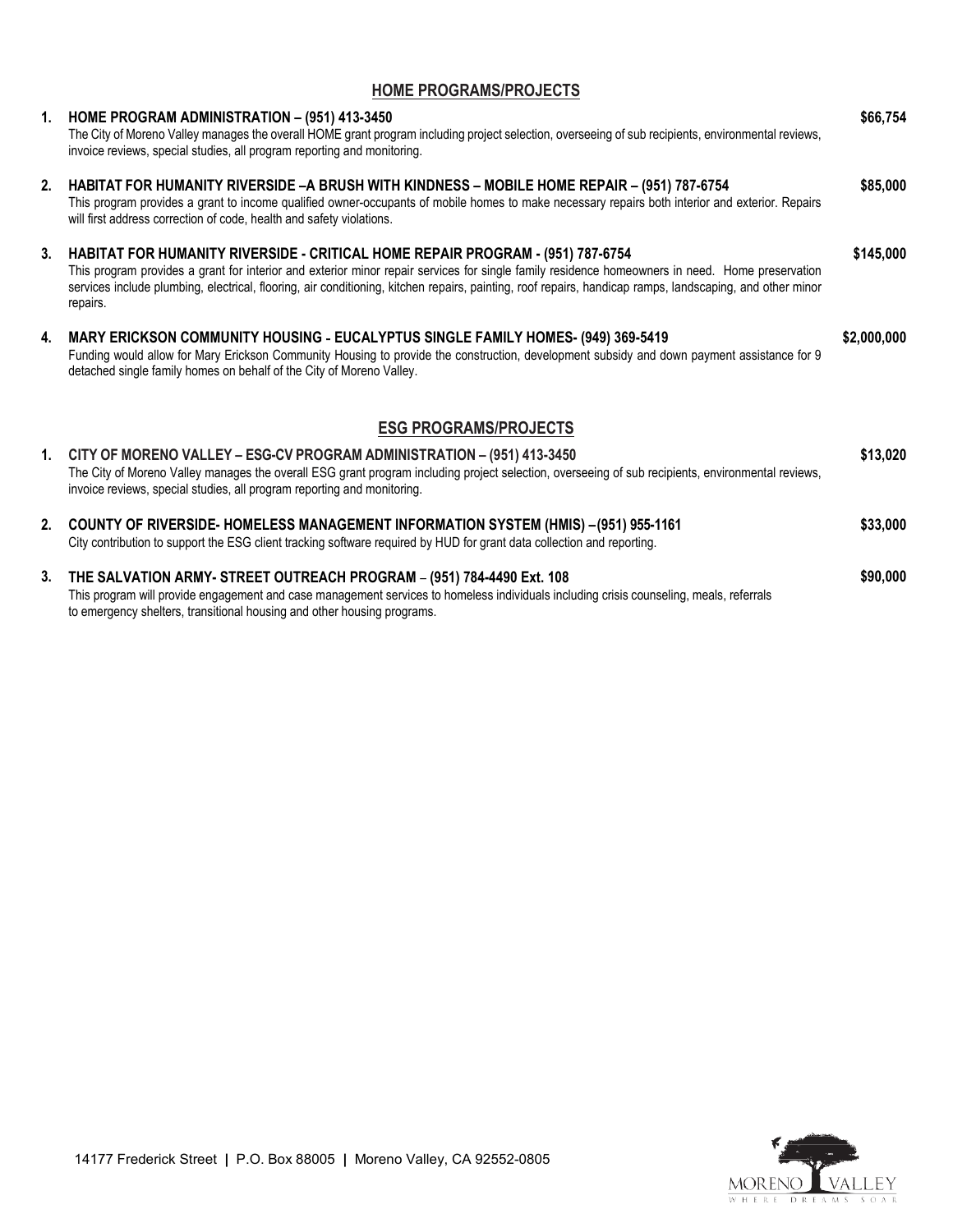## HOME PROGRAMS/PROJECTS

1. **HOME PROGRAM ADMINISTRATION – (951) 413-3450** **$66,754**
   The City of Moreno Valley manages the overall HOME grant program including project selection, overseeing of sub recipients, environmental reviews, invoice reviews, special studies, all program reporting and monitoring.

2. **HABITAT FOR HUMANITY RIVERSIDE –A BRUSH WITH KINDNESS – MOBILE HOME REPAIR – (951) 787-6754** **$85,000**
   This program provides a grant to income qualified owner-occupants of mobile homes to make necessary repairs both interior and exterior. Repairs will first address correction of code, health and safety violations.

3. **HABITAT FOR HUMANITY RIVERSIDE - CRITICAL HOME REPAIR PROGRAM - (951) 787-6754** **$145,000**
   This program provides a grant for interior and exterior minor repair services for single family residence homeowners in need. Home preservation services include plumbing, electrical, flooring, air conditioning, kitchen repairs, painting, roof repairs, handicap ramps, landscaping, and other minor repairs.

4. **MARY ERICKSON COMMUNITY HOUSING - EUCALYPTUS SINGLE FAMILY HOMES- (949) 369-5419** **$2,000,000**
   Funding would allow for Mary Erickson Community Housing to provide the construction, development subsidy and down payment assistance for 9 detached single family homes on behalf of the City of Moreno Valley.

## ESG PROGRAMS/PROJECTS

1. **CITY OF MORENO VALLEY – ESG-CV PROGRAM ADMINISTRATION – (951) 413-3450** **$13,020**
   The City of Moreno Valley manages the overall ESG grant program including project selection, overseeing of sub recipients, environmental reviews, invoice reviews, special studies, all program reporting and monitoring.

2. **COUNTY OF RIVERSIDE- HOMELESS MANAGEMENT INFORMATION SYSTEM (HMIS) –(951) 955-1161** **$33,000**
   City contribution to support the ESG client tracking software required by HUD for grant data collection and reporting.

3. **THE SALVATION ARMY- STREET OUTREACH PROGRAM – (951) 784-4490 Ext. 108** **$90,000**
   This program will provide engagement and case management services to homeless individuals including crisis counseling, meals, referrals to emergency shelters, transitional housing and other housing programs.